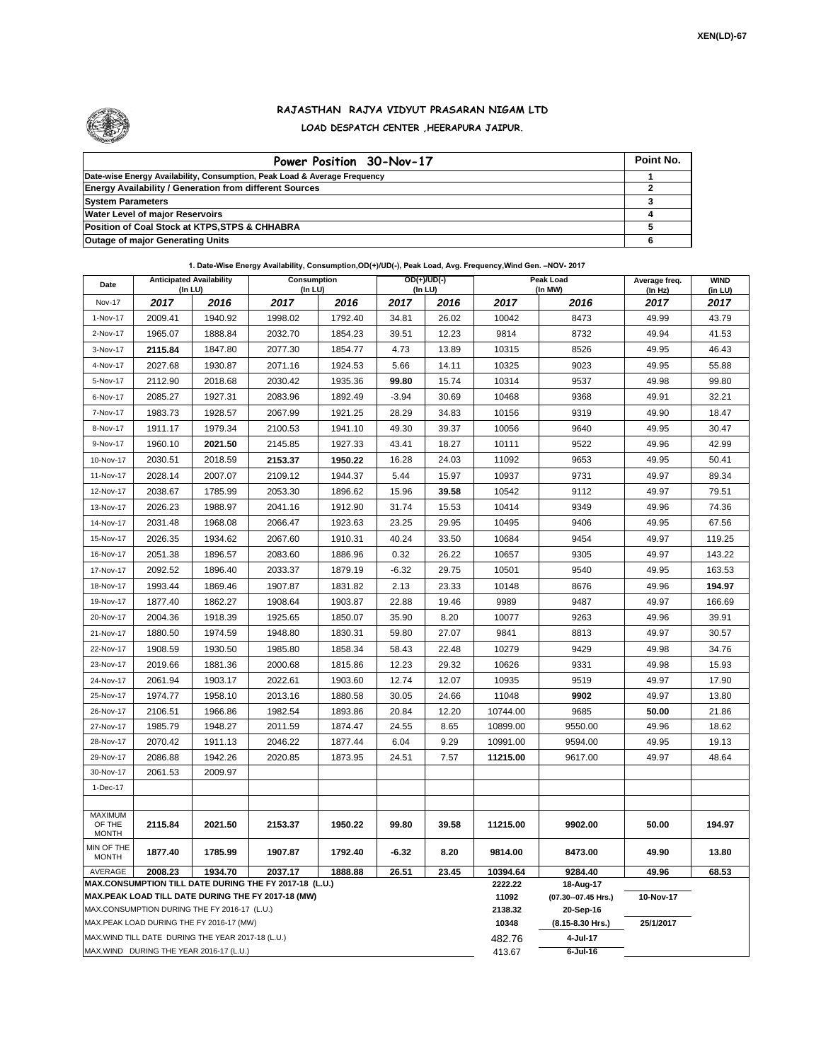XEN(LD)-67

# RAJASTHAN RAJYA VIDYUT PRASARAN NIGAM LTD

## LOAD DESPATCH CENTER ,HEERAPURA JAIPUR.

| Power Position 30-Nov-17 | Point No. |
|---|---|
| Date-wise Energy Availability, Consumption, Peak Load & Average Frequency | 1 |
| Energy Availability / Generation from different Sources | 2 |
| System Parameters | 3 |
| Water Level of major Reservoirs | 4 |
| Position of Coal Stock at KTPS,STPS & CHHABRA | 5 |
| Outage of major Generating Units | 6 |

**1. Date-Wise Energy Availability, Consumption,OD(+)/UD(-), Peak Load, Avg. Frequency,Wind Gen. –NOV- 2017**

| Date | Anticipated Availability (In LU) | | Consumption (In LU) | | OD(+)/UD(-) (In LU) | | Peak Load (In MW) | | Average freq. (In Hz) | WIND (in LU) |
|---|---|---|---|---|---|---|---|---|---|---|
| Nov-17 | 2017 | 2016 | 2017 | 2016 | 2017 | 2016 | 2017 | 2016 | 2017 | 2017 |
| 1-Nov-17 | 2009.41 | 1940.92 | 1998.02 | 1792.40 | 34.81 | 26.02 | 10042 | 8473 | 49.99 | 43.79 |
| 2-Nov-17 | 1965.07 | 1888.84 | 2032.70 | 1854.23 | 39.51 | 12.23 | 9814 | 8732 | 49.94 | 41.53 |
| 3-Nov-17 | **2115.84** | 1847.80 | 2077.30 | 1854.77 | 4.73 | 13.89 | 10315 | 8526 | 49.95 | 46.43 |
| 4-Nov-17 | 2027.68 | 1930.87 | 2071.16 | 1924.53 | 5.66 | 14.11 | 10325 | 9023 | 49.95 | 55.88 |
| 5-Nov-17 | 2112.90 | 2018.68 | 2030.42 | 1935.36 | **99.80** | 15.74 | 10314 | 9537 | 49.98 | 99.80 |
| 6-Nov-17 | 2085.27 | 1927.31 | 2083.96 | 1892.49 | -3.94 | 30.69 | 10468 | 9368 | 49.91 | 32.21 |
| 7-Nov-17 | 1983.73 | 1928.57 | 2067.99 | 1921.25 | 28.29 | 34.83 | 10156 | 9319 | 49.90 | 18.47 |
| 8-Nov-17 | 1911.17 | 1979.34 | 2100.53 | 1941.10 | 49.30 | 39.37 | 10056 | 9640 | 49.95 | 30.47 |
| 9-Nov-17 | 1960.10 | **2021.50** | 2145.85 | 1927.33 | 43.41 | 18.27 | 10111 | 9522 | 49.96 | 42.99 |
| 10-Nov-17 | 2030.51 | 2018.59 | **2153.37** | **1950.22** | 16.28 | 24.03 | 11092 | 9653 | 49.95 | 50.41 |
| 11-Nov-17 | 2028.14 | 2007.07 | 2109.12 | 1944.37 | 5.44 | 15.97 | 10937 | 9731 | 49.97 | 89.34 |
| 12-Nov-17 | 2038.67 | 1785.99 | 2053.30 | 1896.62 | 15.96 | **39.58** | 10542 | 9112 | 49.97 | 79.51 |
| 13-Nov-17 | 2026.23 | 1988.97 | 2041.16 | 1912.90 | 31.74 | 15.53 | 10414 | 9349 | 49.96 | 74.36 |
| 14-Nov-17 | 2031.48 | 1968.08 | 2066.47 | 1923.63 | 23.25 | 29.95 | 10495 | 9406 | 49.95 | 67.56 |
| 15-Nov-17 | 2026.35 | 1934.62 | 2067.60 | 1910.31 | 40.24 | 33.50 | 10684 | 9454 | 49.97 | 119.25 |
| 16-Nov-17 | 2051.38 | 1896.57 | 2083.60 | 1886.96 | 0.32 | 26.22 | 10657 | 9305 | 49.97 | 143.22 |
| 17-Nov-17 | 2092.52 | 1896.40 | 2033.37 | 1879.19 | -6.32 | 29.75 | 10501 | 9540 | 49.95 | 163.53 |
| 18-Nov-17 | 1993.44 | 1869.46 | 1907.87 | 1831.82 | 2.13 | 23.33 | 10148 | 8676 | 49.96 | **194.97** |
| 19-Nov-17 | 1877.40 | 1862.27 | 1908.64 | 1903.87 | 22.88 | 19.46 | 9989 | 9487 | 49.97 | 166.69 |
| 20-Nov-17 | 2004.36 | 1918.39 | 1925.65 | 1850.07 | 35.90 | 8.20 | 10077 | 9263 | 49.96 | 39.91 |
| 21-Nov-17 | 1880.50 | 1974.59 | 1948.80 | 1830.31 | 59.80 | 27.07 | 9841 | 8813 | 49.97 | 30.57 |
| 22-Nov-17 | 1908.59 | 1930.50 | 1985.80 | 1858.34 | 58.43 | 22.48 | 10279 | 9429 | 49.98 | 34.76 |
| 23-Nov-17 | 2019.66 | 1881.36 | 2000.68 | 1815.86 | 12.23 | 29.32 | 10626 | 9331 | 49.98 | 15.93 |
| 24-Nov-17 | 2061.94 | 1903.17 | 2022.61 | 1903.60 | 12.74 | 12.07 | 10935 | 9519 | 49.97 | 17.90 |
| 25-Nov-17 | 1974.77 | 1958.10 | 2013.16 | 1880.58 | 30.05 | 24.66 | 11048 | **9902** | 49.97 | 13.80 |
| 26-Nov-17 | 2106.51 | 1966.86 | 1982.54 | 1893.86 | 20.84 | 12.20 | 10744.00 | 9685 | **50.00** | 21.86 |
| 27-Nov-17 | 1985.79 | 1948.27 | 2011.59 | 1874.47 | 24.55 | 8.65 | 10899.00 | 9550.00 | 49.96 | 18.62 |
| 28-Nov-17 | 2070.42 | 1911.13 | 2046.22 | 1877.44 | 6.04 | 9.29 | 10991.00 | 9594.00 | 49.95 | 19.13 |
| 29-Nov-17 | 2086.88 | 1942.26 | 2020.85 | 1873.95 | 24.51 | 7.57 | **11215.00** | 9617.00 | 49.97 | 48.64 |
| 30-Nov-17 | 2061.53 | 2009.97 | | | | | | | | |
| 1-Dec-17 | | | | | | | | | | |
| | | | | | | | | | | |
| MAXIMUM OF THE MONTH | **2115.84** | **2021.50** | **2153.37** | **1950.22** | **99.80** | **39.58** | **11215.00** | **9902.00** | **50.00** | **194.97** |
| MIN OF THE MONTH | **1877.40** | **1785.99** | **1907.87** | **1792.40** | **-6.32** | **8.20** | **9814.00** | **8473.00** | **49.90** | **13.80** |
| AVERAGE | **2008.23** | **1934.70** | **2037.17** | **1888.88** | **26.51** | **23.45** | **10394.64** | **9284.40** | **49.96** | **68.53** |
| **MAX.CONSUMPTION TILL DATE DURING THE FY 2017-18 (L.U.)** | | | | | | | **2222.22** | **18-Aug-17** | | |
| **MAX.PEAK LOAD TILL DATE DURING THE FY 2017-18 (MW)** | | | | | | | **11092** | **(07.30--07.45 Hrs.)** | **10-Nov-17** | |
| MAX.CONSUMPTION DURING THE FY 2016-17 (L.U.) | | | | | | | **2138.32** | **20-Sep-16** | | |
| MAX.PEAK LOAD DURING THE FY 2016-17 (MW) | | | | | | | **10348** | **(8.15-8.30 Hrs.)** | **25/1/2017** | |
| MAX.WIND TILL DATE DURING THE YEAR 2017-18 (L.U.) | | | | | | | 482.76 | **4-Jul-17** | | |
| MAX.WIND DURING THE YEAR 2016-17 (L.U.) | | | | | | | 413.67 | **6-Jul-16** | | |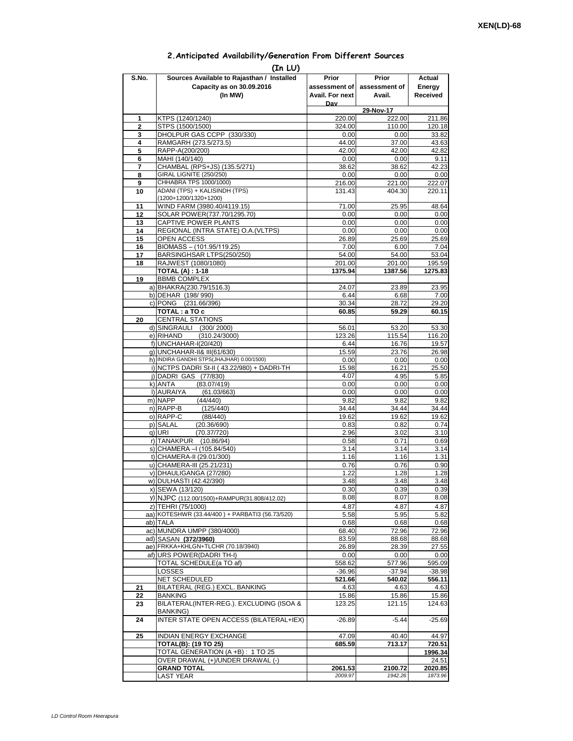XEN(LD)-68

## 2.Anticipated Availability/Generation From Different Sources

(In LU)

| S.No. | Sources Available to Rajasthan / Installed Capacity as on 30.09.2016 (In MW) | Prior assessment of Avail. For next Day | Prior assessment of Avail. | Actual Energy Received |
|---|---|---|---|---|
| | | | 29-Nov-17 | |
| 1 | KTPS (1240/1240) | 220.00 | 222.00 | 211.86 |
| 2 | STPS (1500/1500) | 324.00 | 110.00 | 120.18 |
| 3 | DHOLPUR GAS CCPP (330/330) | 0.00 | 0.00 | 33.82 |
| 4 | RAMGARH (273.5/273.5) | 44.00 | 37.00 | 43.63 |
| 5 | RAPP-A(200/200) | 42.00 | 42.00 | 42.82 |
| 6 | MAHI (140/140) | 0.00 | 0.00 | 9.11 |
| 7 | CHAMBAL (RPS+JS) (135.5/271) | 38.62 | 38.62 | 42.23 |
| 8 | GIRAL LIGNITE (250/250) | 0.00 | 0.00 | 0.00 |
| 9 | CHHABRA TPS 1000/1000) | 216.00 | 221.00 | 222.07 |
| 10 | ADANI (TPS) + KALISINDH (TPS) (1200+1200/1320+1200) | 131.43 | 404.30 | 220.11 |
| 11 | WIND FARM (3980.40/4119.15) | 71.00 | 25.95 | 48.64 |
| 12 | SOLAR POWER(737.70/1295.70) | 0.00 | 0.00 | 0.00 |
| 13 | CAPTIVE POWER PLANTS | 0.00 | 0.00 | 0.00 |
| 14 | REGIONAL (INTRA STATE) O.A.(VLTPS) | 0.00 | 0.00 | 0.00 |
| 15 | OPEN ACCESS | 26.89 | 25.69 | 25.69 |
| 16 | BIOMASS – (101.95/119.25) | 7.00 | 6.00 | 7.04 |
| 17 | BARSINGHSAR LTPS(250/250) | 54.00 | 54.00 | 53.04 |
| 18 | RAJWEST (1080/1080) | 201.00 | 201.00 | 195.59 |
| | **TOTAL (A) : 1-18** | **1375.94** | **1387.56** | **1275.83** |
| 19 | BBMB COMPLEX | | | |
| a) | BHAKRA(230.79/1516.3) | 24.07 | 23.89 | 23.95 |
| b) | DEHAR (198/ 990) | 6.44 | 6.68 | 7.00 |
| c) | PONG (231.66/396) | 30.34 | 28.72 | 29.20 |
| | **TOTAL : a TO c** | **60.85** | **59.29** | **60.15** |
| 20 | CENTRAL STATIONS | | | |
| d) | SINGRAULI (300/ 2000) | 56.01 | 53.20 | 53.30 |
| e) | RIHAND (310.24/3000) | 123.26 | 115.54 | 116.20 |
| f) | UNCHAHAR-I(20/420) | 6.44 | 16.76 | 19.57 |
| g) | UNCHAHAR-II& III(61/630) | 15.59 | 23.76 | 26.98 |
| h) | INDIRA GANDHI STPS(JHAJHAR) 0.00/1500) | 0.00 | 0.00 | 0.00 |
| i) | NCTPS DADRI St-II ( 43.22/980) + DADRI-TH | 15.98 | 16.21 | 25.50 |
| j) | DADRI GAS (77/830) | 4.07 | 4.95 | 5.85 |
| k) | ANTA (83.07/419) | 0.00 | 0.00 | 0.00 |
| l) | AURAIYA (61.03/663) | 0.00 | 0.00 | 0.00 |
| m) | NAPP (44/440) | 9.82 | 9.82 | 9.82 |
| n) | RAPP-B (125/440) | 34.44 | 34.44 | 34.44 |
| o) | RAPP-C (88/440) | 19.62 | 19.62 | 19.62 |
| p) | SALAL (20.36/690) | 0.83 | 0.82 | 0.74 |
| q) | URI (70.37/720) | 2.96 | 3.02 | 3.10 |
| r) | TANAKPUR (10.86/94) | 0.58 | 0.71 | 0.69 |
| s) | CHAMERA –I (105.84/540) | 3.14 | 3.14 | 3.14 |
| t) | CHAMERA-II (29.01/300) | 1.16 | 1.16 | 1.31 |
| u) | CHAMERA-III (25.21/231) | 0.76 | 0.76 | 0.90 |
| v) | DHAULIGANGA (27/280) | 1.22 | 1.28 | 1.28 |
| w) | DULHASTI (42.42/390) | 3.48 | 3.48 | 3.48 |
| x) | SEWA (13/120) | 0.30 | 0.39 | 0.39 |
| y) | NJPC (112.00/1500)+RAMPUR(31.808/412.02) | 8.08 | 8.07 | 8.08 |
| z) | TEHRI (75/1000) | 4.87 | 4.87 | 4.87 |
| aa) | KOTESHWR (33.44/400 ) + PARBATI3 (56.73/520) | 5.58 | 5.95 | 5.82 |
| ab) | TALA | 0.68 | 0.68 | 0.68 |
| ac) | MUNDRA UMPP (380/4000) | 68.40 | 72.96 | 72.96 |
| ad) | SASAN **(372/3960)** | 83.59 | 88.68 | 88.68 |
| ae) | FRKKA+KHLGN+TLCHR (70.18/3940) | 26.89 | 28.39 | 27.55 |
| af) | URS POWER(DADRI TH-I) | 0.00 | 0.00 | 0.00 |
| | TOTAL SCHEDULE(a TO af) | 558.62 | 577.96 | 595.09 |
| | LOSSES | -36.96 | -37.94 | -38.98 |
| | NET SCHEDULED | **521.66** | **540.02** | **556.11** |
| 21 | BILATERAL (REG.) EXCL. BANKING | 4.63 | 4.63 | 4.63 |
| 22 | BANKING | 15.86 | 15.86 | 15.86 |
| 23 | BILATERAL(INTER-REG.). EXCLUDING (ISOA & BANKING) | 123.25 | 121.15 | 124.63 |
| 24 | INTER STATE OPEN ACCESS (BILATERAL+IEX) | -26.89 | -5.44 | -25.69 |
| 25 | INDIAN ENERGY EXCHANGE | 47.09 | 40.40 | 44.97 |
| | **TOTAL(B): (19 TO 25)** | **685.59** | **713.17** | **720.51** |
| | TOTAL GENERATION (A +B) : 1 TO 25 | | | **1996.34** |
| | OVER DRAWAL (+)/UNDER DRAWAL (-) | | | 24.51 |
| | **GRAND TOTAL** | **2061.53** | **2100.72** | **2020.85** |
| | LAST YEAR | *2009.97* | *1942.26* | *1873.96* |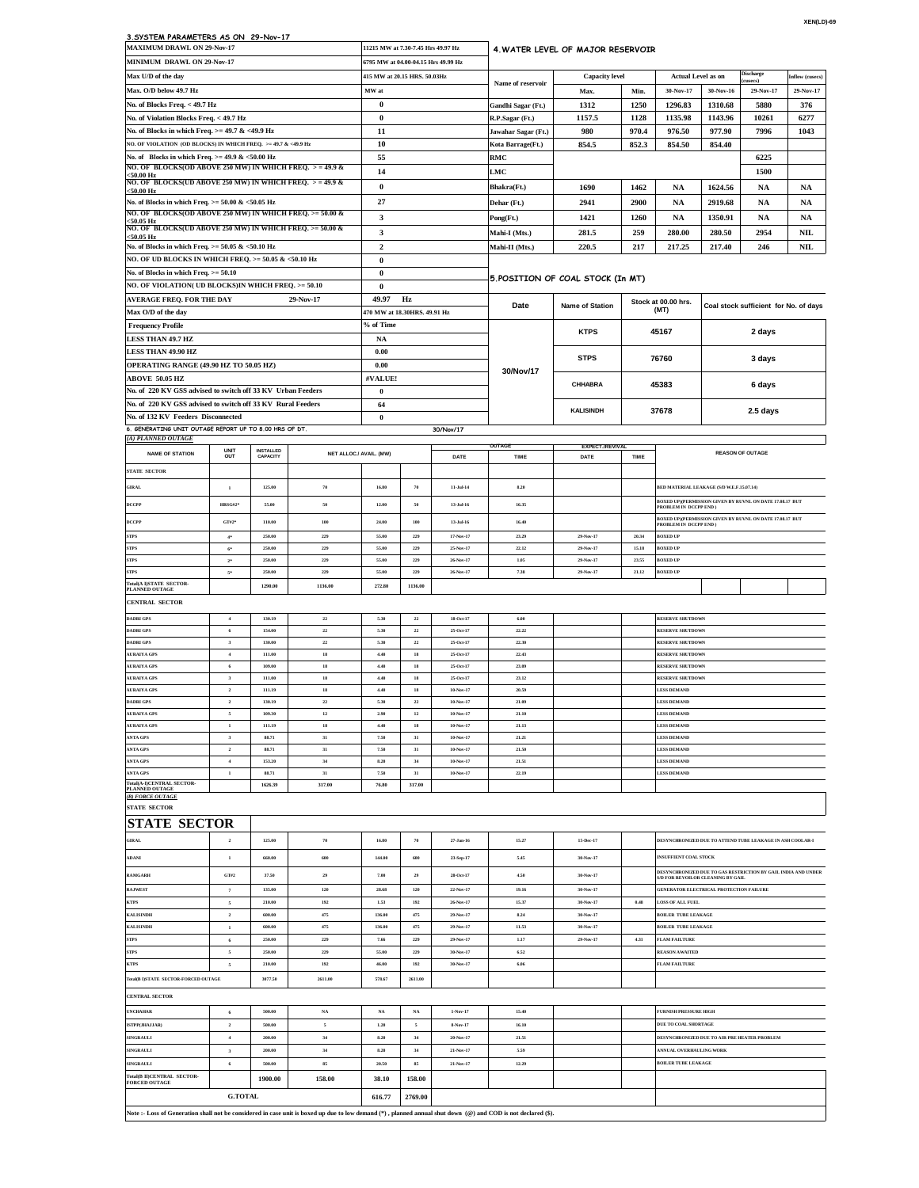XEN(LD)-69

## 3.SYSTEM PARAMETERS AS ON 29-Nov-17

| | | |
|---|---|---|
| MAXIMUM DRAWL ON 29-Nov-17 | 11215 MW at 7.30-7.45 Hrs 49.97 Hz | |
| MINIMUM DRAWL ON 29-Nov-17 | 6795 MW at 04.00-04.15 Hrs 49.99 Hz | |
| Max U/D of the day | 415 MW at 20.15 HRS. 50.03Hz | |
| Max. O/D below 49.7 Hz | MW at | |
| No. of Blocks Freq. < 49.7 Hz | 0 | |
| No. of Violation Blocks Freq. < 49.7 Hz | 0 | |
| No. of Blocks in which Freq. >= 49.7 & <49.9 Hz | 11 | |
| NO. OF VIOLATION (OD BLOCKS) IN WHICH FREQ. >= 49.7 & <49.9 Hz | 10 | |
| No. of Blocks in which Freq. >= 49.9 & <50.00 Hz | 55 | |
| NO. OF BLOCKS(OD ABOVE 250 MW) IN WHICH FREQ. > = 49.9 & <50.00 Hz | 14 | |
| NO. OF BLOCKS(UD ABOVE 250 MW) IN WHICH FREQ. > = 49.9 & <50.00 Hz | 0 | |
| No. of Blocks in which Freq. >= 50.00 & <50.05 Hz | 27 | |
| NO. OF BLOCKS(OD ABOVE 250 MW) IN WHICH FREQ. >= 50.00 & <50.05 Hz | 3 | |
| NO. OF BLOCKS(UD ABOVE 250 MW) IN WHICH FREQ. >= 50.00 & <50.05 Hz | 3 | |
| No. of Blocks in which Freq. >= 50.05 & <50.10 Hz | 2 | |
| NO. OF UD BLOCKS IN WHICH FREQ. >= 50.05 & <50.10 Hz | 0 | |
| No. of Blocks in which Freq. >= 50.10 | 0 | |
| NO. OF VIOLATION( UD BLOCKS)IN WHICH FREQ. >= 50.10 | 0 | |
| AVERAGE FREQ. FOR THE DAY 29-Nov-17 | 49.97 | Hz |
| Max O/D of the day | 470 MW at 18.30HRS. 49.91 Hz | |
| Frequency Profile | % of Time | |
| LESS THAN 49.7 HZ | NA | |
| LESS THAN 49.90 HZ | 0.00 | |
| OPERATING RANGE (49.90 HZ TO 50.05 HZ) | 0.00 | |
| ABOVE 50.05 HZ | #VALUE! | |
| No. of 220 KV GSS advised to switch off 33 KV Urban Feeders | 0 | |
| No. of 220 KV GSS advised to switch off 33 KV Rural Feeders | 64 | |
| No. of 132 KV Feeders Disconnected | 0 | |

## 4.WATER LEVEL OF MAJOR RESERVOIR

| Name of reservoir | Capacity level | | Actual Level as on | | Discharge (cusecs) | Inflow (cusecs) |
|---|---|---|---|---|---|---|
| | Max. | Min. | 30-Nov-17 | 30-Nov-16 | 29-Nov-17 | 29-Nov-17 |
| Gandhi Sagar (Ft.) | 1312 | 1250 | 1296.83 | 1310.68 | 5880 | 376 |
| R.P.Sagar (Ft.) | 1157.5 | 1128 | 1135.98 | 1143.96 | 10261 | 6277 |
| Jawahar Sagar (Ft.) | 980 | 970.4 | 976.50 | 977.90 | 7996 | 1043 |
| Kota Barrage(Ft.) | 854.5 | 852.3 | 854.50 | 854.40 | | |
| RMC | | | | | 6225 | |
| LMC | | | | | 1500 | |
| Bhakra(Ft.) | 1690 | 1462 | NA | 1624.56 | NA | NA |
| Dehar (Ft.) | 2941 | 2900 | NA | 2919.68 | NA | NA |
| Pong(Ft.) | 1421 | 1260 | NA | 1350.91 | NA | NA |
| Mahi-I (Mts.) | 281.5 | 259 | 280.00 | 280.50 | 2954 | NIL |
| Mahi-II (Mts.) | 220.5 | 217 | 217.25 | 217.40 | 246 | NIL |

## 5.POSITION OF COAL STOCK (In MT)

| Date | Name of Station | Stock at 00.00 hrs. (MT) | Coal stock sufficient for No. of days |
|---|---|---|---|
| 30/Nov/17 | KTPS | 45167 | 2 days |
| | STPS | 76760 | 3 days |
| | CHHABRA | 45383 | 6 days |
| | KALISINDH | 37678 | 2.5 days |

## 6. GENERATING UNIT OUTAGE REPORT UP TO 8.00 HRS OF DT. 30/Nov/17

*(A) PLANNED OUTAGE*

| NAME OF STATION | UNIT OUT | INSTALLED CAPACITY | NET ALLOC./ AVAIL. (MW) | | | OUTAGE DATE | OUTAGE TIME | EXPECT./REVIVAL DATE | EXPECT./REVIVAL TIME | REASON OF OUTAGE |
|---|---|---|---|---|---|---|---|---|---|---|
| **STATE SECTOR** | | | | | | | | | | |
| GIRAL | 1 | 125.00 | 70 | 16.80 | 70 | 11-Jul-14 | 8.20 | | | BED MATERIAL LEAKAGE (S/D W.E.F.15.07.14) |
| DCCPP | HRSG#2* | 55.00 | 50 | 12.00 | 50 | 13-Jul-16 | 16.35 | | | BOXED UP(PERMISSION GIVEN BY RUVNL ON DATE 17.08.17 BUT PROBLEM IN DCCPP END ) |
| DCCPP | GT#2* | 110.00 | 100 | 24.00 | 100 | 13-Jul-16 | 16.40 | | | BOXED UP(PERMISSION GIVEN BY RUVNL ON DATE 17.08.17 BUT PROBLEM IN DCCPP END ) |
| STPS | 4* | 250.00 | 229 | 55.00 | 229 | 17-Nov-17 | 23.29 | 29-Nov-17 | 20.34 | BOXED UP |
| STPS | 6* | 250.00 | 229 | 55.00 | 229 | 25-Nov-17 | 22.12 | 29-Nov-17 | 15.10 | BOXED UP |
| STPS | 2* | 250.00 | 229 | 55.00 | 229 | 26-Nov-17 | 1.05 | 29-Nov-17 | 23.55 | BOXED UP |
| STPS | 5* | 250.00 | 229 | 55.00 | 229 | 26-Nov-17 | 7.38 | 29-Nov-17 | 21.12 | BOXED UP |
| Total(A I)STATE SECTOR-PLANNED OUTAGE | | 1290.00 | 1136.00 | 272.80 | 1136.00 | | | | | |
| **CENTRAL SECTOR** | | | | | | | | | | |
| DADRI GPS | 4 | 130.19 | 22 | 5.30 | 22 | 18-Oct-17 | 6.00 | | | RESERVE SHUTDOWN |
| DADRI GPS | 6 | 154.00 | 22 | 5.30 | 22 | 25-Oct-17 | 22.22 | | | RESERVE SHUTDOWN |
| DADRI GPS | 3 | 130.00 | 22 | 5.30 | 22 | 25-Oct-17 | 22.30 | | | RESERVE SHUTDOWN |
| AURAIYA GPS | 4 | 111.00 | 18 | 4.40 | 18 | 25-Oct-17 | 22.43 | | | RESERVE SHUTDOWN |
| AURAIYA GPS | 6 | 109.00 | 18 | 4.40 | 18 | 25-Oct-17 | 23.09 | | | RESERVE SHUTDOWN |
| AURAIYA GPS | 3 | 111.00 | 18 | 4.40 | 18 | 25-Oct-17 | 23.12 | | | RESERVE SHUTDOWN |
| AURAIYA GPS | 2 | 111.19 | 18 | 4.40 | 18 | 10-Nov-17 | 20.59 | | | LESS DEMAND |
| DADRI GPS | 2 | 130.19 | 22 | 5.30 | 22 | 10-Nov-17 | 21.09 | | | LESS DEMAND |
| AURAIYA GPS | 5 | 109.30 | 12 | 2.90 | 12 | 10-Nov-17 | 21.10 | | | LESS DEMAND |
| AURAIYA GPS | 1 | 111.19 | 18 | 4.40 | 18 | 10-Nov-17 | 21.13 | | | LESS DEMAND |
| ANTA GPS | 3 | 88.71 | 31 | 7.50 | 31 | 10-Nov-17 | 21.21 | | | LESS DEMAND |
| ANTA GPS | 2 | 88.71 | 31 | 7.50 | 31 | 10-Nov-17 | 21.50 | | | LESS DEMAND |
| ANTA GPS | 4 | 153.20 | 34 | 8.20 | 34 | 10-Nov-17 | 21.51 | | | LESS DEMAND |
| ANTA GPS | 1 | 88.71 | 31 | 7.50 | 31 | 10-Nov-17 | 22.19 | | | LESS DEMAND |
| Total(A-I)CENTRAL SECTOR-PLANNED OUTAGE | | 1626.39 | 317.00 | 76.80 | 317.00 | | | | | |

*(B) FORCE OUTAGE*

| NAME OF STATION | UNIT OUT | INSTALLED CAPACITY | NET ALLOC./ AVAIL. (MW) | | | OUTAGE DATE | OUTAGE TIME | EXPECT./REVIVAL DATE | EXPECT./REVIVAL TIME | REASON OF OUTAGE |
|---|---|---|---|---|---|---|---|---|---|---|
| **STATE SECTOR** | | | | | | | | | | |
| GIRAL | 2 | 125.00 | 70 | 16.80 | 70 | 27-Jan-16 | 15.27 | 15-Dec-17 | | DESYNCHRONEZED DUE TO ATTEND TUBE LEAKAGE IN ASH COOLAR-I |
| ADANI | 1 | 660.00 | 600 | 144.00 | 600 | 23-Sep-17 | 5.45 | 30-Nov-17 | | INSUFFIENT COAL STOCK |
| RAMGARH | GT#2 | 37.50 | 29 | 7.00 | 29 | 28-Oct-17 | 4.50 | 30-Nov-17 | | DESYNCHRONEZED DUE TO GAS RESTRICTION BY GAIL INDIA AND UNDER S/D FOR REVOILOR CLEANING BY GAIL |
| RAJWEST | 7 | 135.00 | 120 | 28.60 | 120 | 22-Nov-17 | 19.16 | 30-Nov-17 | | GENERATOR ELECTRICAL PROTECTION FAILURE |
| KTPS | 5 | 210.00 | 192 | 1.53 | 192 | 26-Nov-17 | 15.37 | 30-Nov-17 | 8.48 | LOSS OF ALL FUEL |
| KALISINDH | 2 | 600.00 | 475 | 136.00 | 475 | 29-Nov-17 | 0.24 | 30-Nov-17 | | BOILER TUBE LEAKAGE |
| KALISINDH | 1 | 600.00 | 475 | 136.00 | 475 | 29-Nov-17 | 11.53 | 30-Nov-17 | | BOILER TUBE LEAKAGE |
| STPS | 6 | 250.00 | 229 | 7.66 | 229 | 29-Nov-17 | 1.17 | 29-Nov-17 | 4.31 | FLAM FAILTURE |
| STPS | 5 | 250.00 | 229 | 55.00 | 229 | 30-Nov-17 | 6.52 | | | REASON AWAITED |
| KTPS | 5 | 210.00 | 192 | 46.00 | 192 | 30-Nov-17 | 6.06 | | | FLAM FAILTURE |
| Total(B I)STATE SECTOR-FORCED OUTAGE | | 3077.50 | 2611.00 | 578.67 | 2611.00 | | | | | |
| **CENTRAL SECTOR** | | | | | | | | | | |
| UNCHAHAR | 6 | 500.00 | NA | NA | NA | 1-Nov-17 | 15.40 | | | FURNISH PRESSURE HIGH |
| ISTPP(JHAJJAR) | 2 | 500.00 | 5 | 1.20 | 5 | 8-Nov-17 | 16.10 | | | DUE TO COAL SHORTAGE |
| SINGRAULI | 4 | 200.00 | 34 | 8.20 | 34 | 20-Nov-17 | 21.51 | | | DESYNCHRONEZED DUE TO AIR PRE HEATER PROBLEM |
| SINGRAULI | 3 | 200.00 | 34 | 8.20 | 34 | 21-Nov-17 | 5.59 | | | ANNUAL OVERHAULING WORK |
| SINGRAULI | 6 | 500.00 | 85 | 20.50 | 85 | 21-Nov-17 | 12.29 | | | BOILER TUBE LEAKAGE |
| Total(B II)CENTRAL SECTOR-FORCED OUTAGE | | 1900.00 | 158.00 | 38.10 | 158.00 | | | | | |
| G.TOTAL | | | | 616.77 | 2769.00 | | | | | |

Note :- Loss of Generation shall not be considered in case unit is boxed up due to low demand (*) , planned annual shut down (@) and COD is not declared ($).